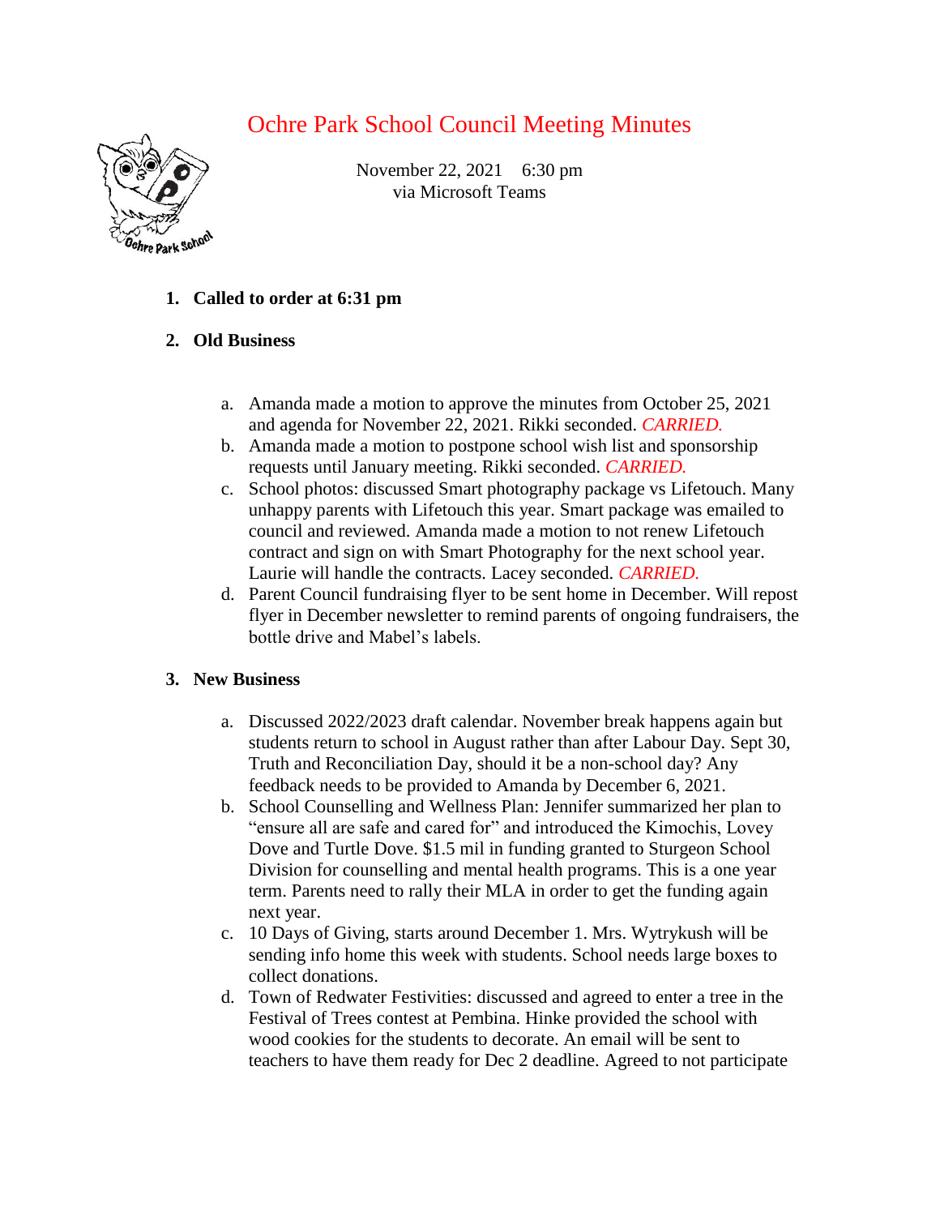# Ochre Park School Council Meeting Minutes

November 22, 2021 6:30 pm
via Microsoft Teams

1. **Called to order at 6:31 pm**

2. **Old Business**

   a. Amanda made a motion to approve the minutes from October 25, 2021 and agenda for November 22, 2021. Rikki seconded. *CARRIED.*
   b. Amanda made a motion to postpone school wish list and sponsorship requests until January meeting. Rikki seconded. *CARRIED.*
   c. School photos: discussed Smart photography package vs Lifetouch. Many unhappy parents with Lifetouch this year. Smart package was emailed to council and reviewed. Amanda made a motion to not renew Lifetouch contract and sign on with Smart Photography for the next school year. Laurie will handle the contracts. Lacey seconded. *CARRIED.*
   d. Parent Council fundraising flyer to be sent home in December. Will repost flyer in December newsletter to remind parents of ongoing fundraisers, the bottle drive and Mabel's labels.

3. **New Business**

   a. Discussed 2022/2023 draft calendar. November break happens again but students return to school in August rather than after Labour Day. Sept 30, Truth and Reconciliation Day, should it be a non-school day? Any feedback needs to be provided to Amanda by December 6, 2021.
   b. School Counselling and Wellness Plan: Jennifer summarized her plan to "ensure all are safe and cared for" and introduced the Kimochis, Lovey Dove and Turtle Dove. $1.5 mil in funding granted to Sturgeon School Division for counselling and mental health programs. This is a one year term. Parents need to rally their MLA in order to get the funding again next year.
   c. 10 Days of Giving, starts around December 1. Mrs. Wytrykush will be sending info home this week with students. School needs large boxes to collect donations.
   d. Town of Redwater Festivities: discussed and agreed to enter a tree in the Festival of Trees contest at Pembina. Hinke provided the school with wood cookies for the students to decorate. An email will be sent to teachers to have them ready for Dec 2 deadline. Agreed to not participate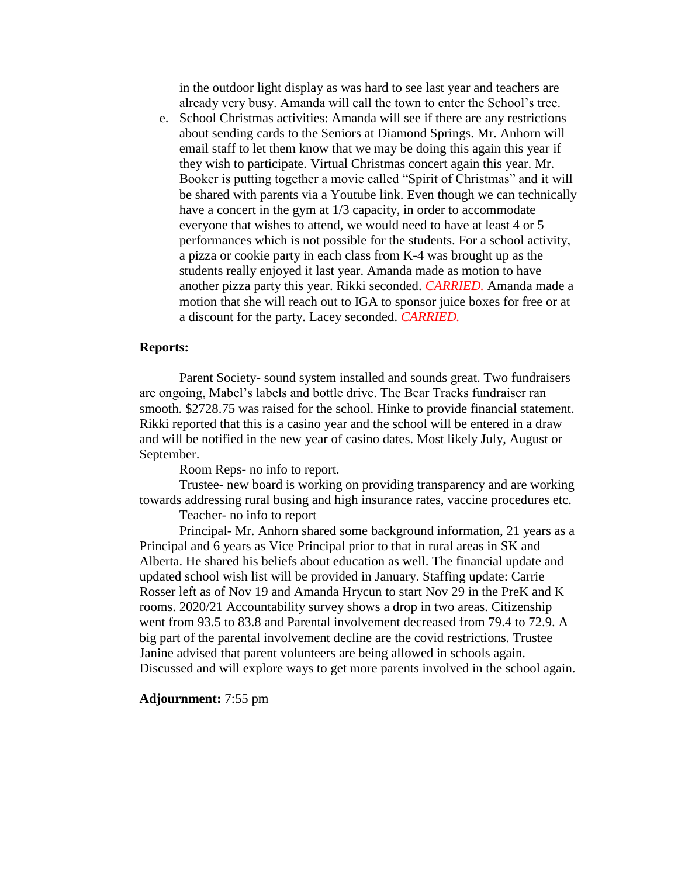in the outdoor light display as was hard to see last year and teachers are already very busy. Amanda will call the town to enter the School's tree.

e. School Christmas activities: Amanda will see if there are any restrictions about sending cards to the Seniors at Diamond Springs. Mr. Anhorn will email staff to let them know that we may be doing this again this year if they wish to participate. Virtual Christmas concert again this year. Mr. Booker is putting together a movie called "Spirit of Christmas" and it will be shared with parents via a Youtube link. Even though we can technically have a concert in the gym at 1/3 capacity, in order to accommodate everyone that wishes to attend, we would need to have at least 4 or 5 performances which is not possible for the students. For a school activity, a pizza or cookie party in each class from K-4 was brought up as the students really enjoyed it last year. Amanda made as motion to have another pizza party this year. Rikki seconded. *CARRIED.* Amanda made a motion that she will reach out to IGA to sponsor juice boxes for free or at a discount for the party. Lacey seconded. *CARRIED.*

**Reports:**

Parent Society- sound system installed and sounds great. Two fundraisers are ongoing, Mabel's labels and bottle drive. The Bear Tracks fundraiser ran smooth. $2728.75 was raised for the school. Hinke to provide financial statement. Rikki reported that this is a casino year and the school will be entered in a draw and will be notified in the new year of casino dates. Most likely July, August or September.

Room Reps- no info to report.

Trustee- new board is working on providing transparency and are working towards addressing rural busing and high insurance rates, vaccine procedures etc.

Teacher- no info to report

Principal- Mr. Anhorn shared some background information, 21 years as a Principal and 6 years as Vice Principal prior to that in rural areas in SK and Alberta. He shared his beliefs about education as well. The financial update and updated school wish list will be provided in January. Staffing update: Carrie Rosser left as of Nov 19 and Amanda Hrycun to start Nov 29 in the PreK and K rooms. 2020/21 Accountability survey shows a drop in two areas. Citizenship went from 93.5 to 83.8 and Parental involvement decreased from 79.4 to 72.9. A big part of the parental involvement decline are the covid restrictions. Trustee Janine advised that parent volunteers are being allowed in schools again. Discussed and will explore ways to get more parents involved in the school again.

**Adjournment:** 7:55 pm